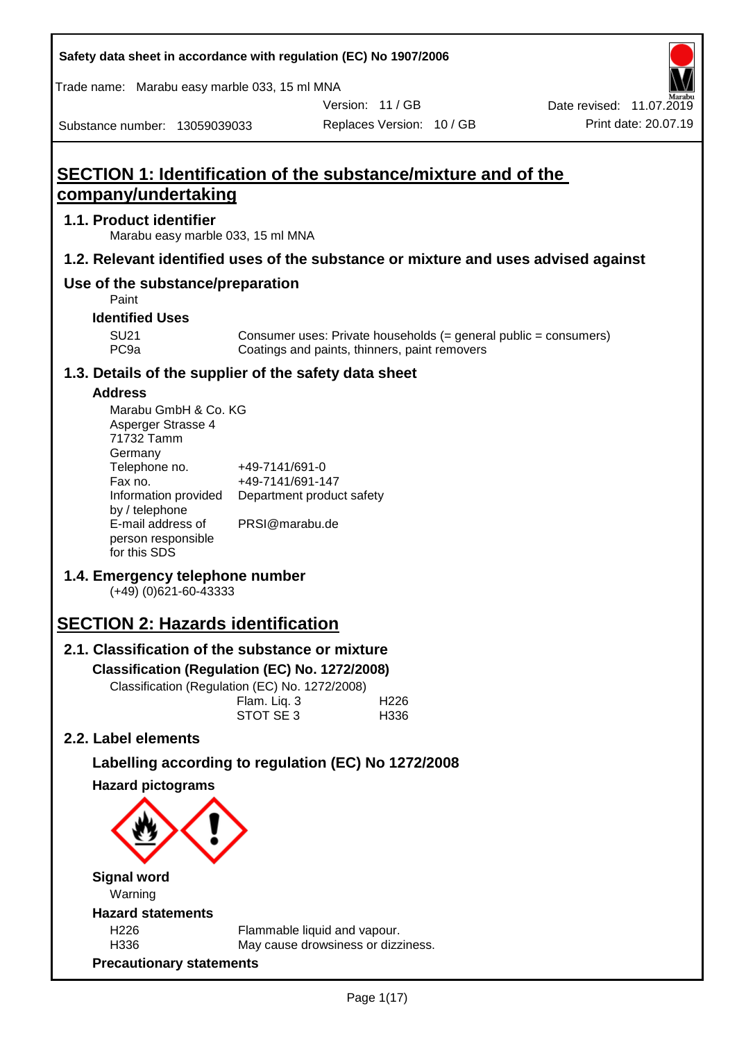Safety data sheet in accordance with regulation (EC) No 1907/2006

Trade name: Marabu easy marble 033, 15 ml MNA

Version: 11 / GB
Date revised: 11.07.2019

Substance number: 13059039033
Replaces Version: 10 / GB
Print date: 20.07.19

# SECTION 1: Identification of the substance/mixture and of the company/undertaking

## 1.1. Product identifier

Marabu easy marble 033, 15 ml MNA

## 1.2. Relevant identified uses of the substance or mixture and uses advised against

## Use of the substance/preparation

Paint

### Identified Uses

| | |
|---|---|
| SU21 | Consumer uses: Private households (= general public = consumers) |
| PC9a | Coatings and paints, thinners, paint removers |

## 1.3. Details of the supplier of the safety data sheet

### Address

Marabu GmbH & Co. KG
Asperger Strasse 4
71732 Tamm
Germany

| | |
|---|---|
| Telephone no. | +49-7141/691-0 |
| Fax no. | +49-7141/691-147 |
| Information provided by / telephone | Department product safety |
| E-mail address of person responsible for this SDS | PRSI@marabu.de |

## 1.4. Emergency telephone number

(+49) (0)621-60-43333

# SECTION 2: Hazards identification

## 2.1. Classification of the substance or mixture

### Classification (Regulation (EC) No. 1272/2008)

Classification (Regulation (EC) No. 1272/2008)

| | |
|---|---|
| Flam. Liq. 3 | H226 |
| STOT SE 3 | H336 |

## 2.2. Label elements

### Labelling according to regulation (EC) No 1272/2008

### Hazard pictograms

### Signal word

Warning

### Hazard statements

| | |
|---|---|
| H226 | Flammable liquid and vapour. |
| H336 | May cause drowsiness or dizziness. |

### Precautionary statements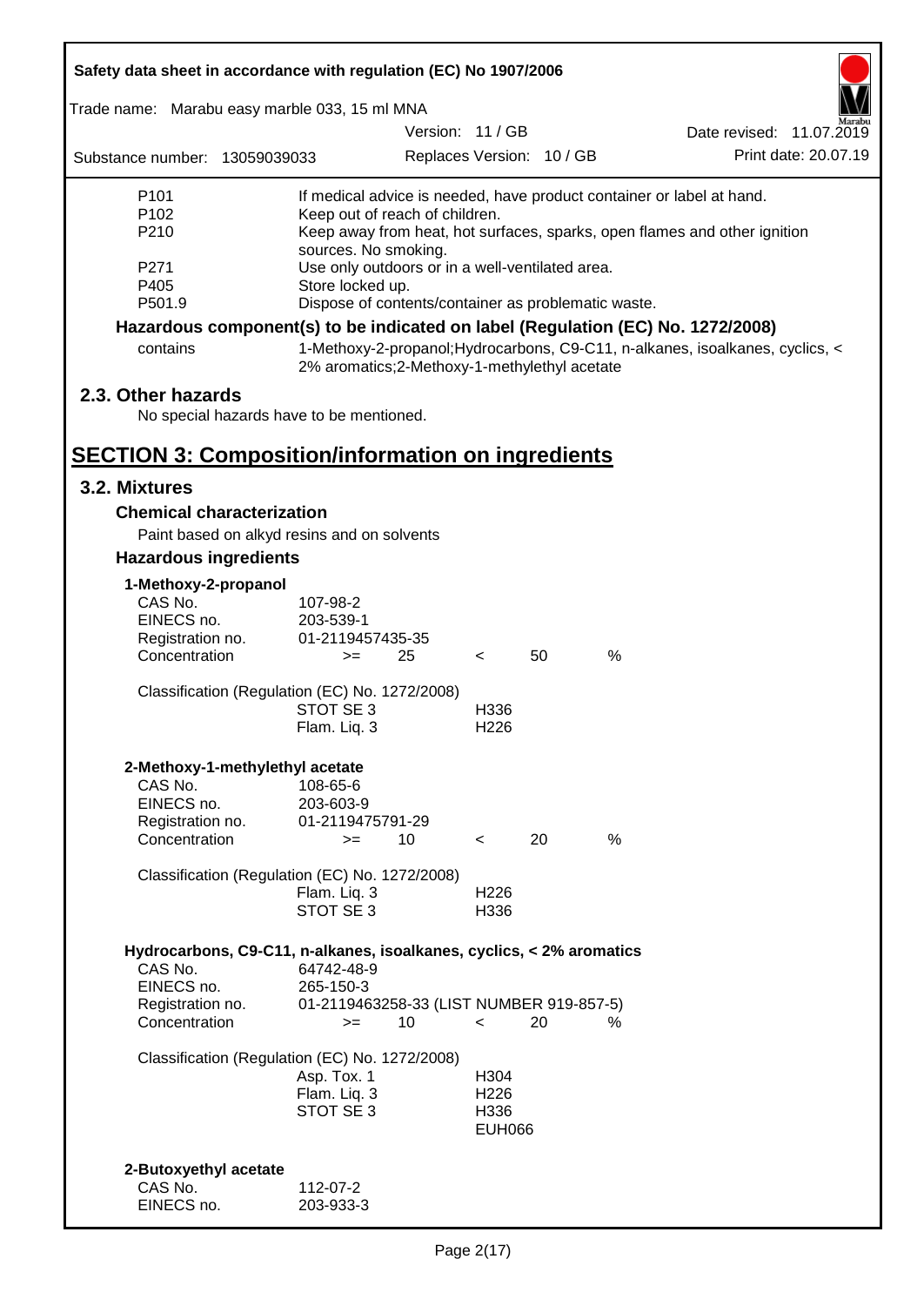| | |
|---|---|
| P101 | If medical advice is needed, have product container or label at hand. |
| P102 | Keep out of reach of children. |
| P210 | Keep away from heat, hot surfaces, sparks, open flames and other ignition sources. No smoking. |
| P271 | Use only outdoors or in a well-ventilated area. |
| P405 | Store locked up. |
| P501.9 | Dispose of contents/container as problematic waste. |

**Hazardous component(s) to be indicated on label (Regulation (EC) No. 1272/2008)**

| | |
|---|---|
| contains | 1-Methoxy-2-propanol;Hydrocarbons, C9-C11, n-alkanes, isoalkanes, cyclics, < 2% aromatics;2-Methoxy-1-methylethyl acetate |

## 2.3. Other hazards

No special hazards have to be mentioned.

# SECTION 3: Composition/information on ingredients

## 3.2. Mixtures

### Chemical characterization

Paint based on alkyd resins and on solvents

### Hazardous ingredients

**1-Methoxy-2-propanol**

| | | | | | |
|---|---|---|---|---|---|
| CAS No. | 107-98-2 | | | | |
| EINECS no. | 203-539-1 | | | | |
| Registration no. | 01-2119457435-35 | | | | |
| Concentration | >= | 25 | < | 50 | % |

Classification (Regulation (EC) No. 1272/2008)

| | |
|---|---|
| STOT SE 3 | H336 |
| Flam. Liq. 3 | H226 |

**2-Methoxy-1-methylethyl acetate**

| | | | | | |
|---|---|---|---|---|---|
| CAS No. | 108-65-6 | | | | |
| EINECS no. | 203-603-9 | | | | |
| Registration no. | 01-2119475791-29 | | | | |
| Concentration | >= | 10 | < | 20 | % |

Classification (Regulation (EC) No. 1272/2008)

| | |
|---|---|
| Flam. Liq. 3 | H226 |
| STOT SE 3 | H336 |

**Hydrocarbons, C9-C11, n-alkanes, isoalkanes, cyclics, < 2% aromatics**

| | | | | | |
|---|---|---|---|---|---|
| CAS No. | 64742-48-9 | | | | |
| EINECS no. | 265-150-3 | | | | |
| Registration no. | 01-2119463258-33 (LIST NUMBER 919-857-5) | | | | |
| Concentration | >= | 10 | < | 20 | % |

Classification (Regulation (EC) No. 1272/2008)

| | |
|---|---|
| Asp. Tox. 1 | H304 |
| Flam. Liq. 3 | H226 |
| STOT SE 3 | H336 |
| | EUH066 |

**2-Butoxyethyl acetate**

| | |
|---|---|
| CAS No. | 112-07-2 |
| EINECS no. | 203-933-3 |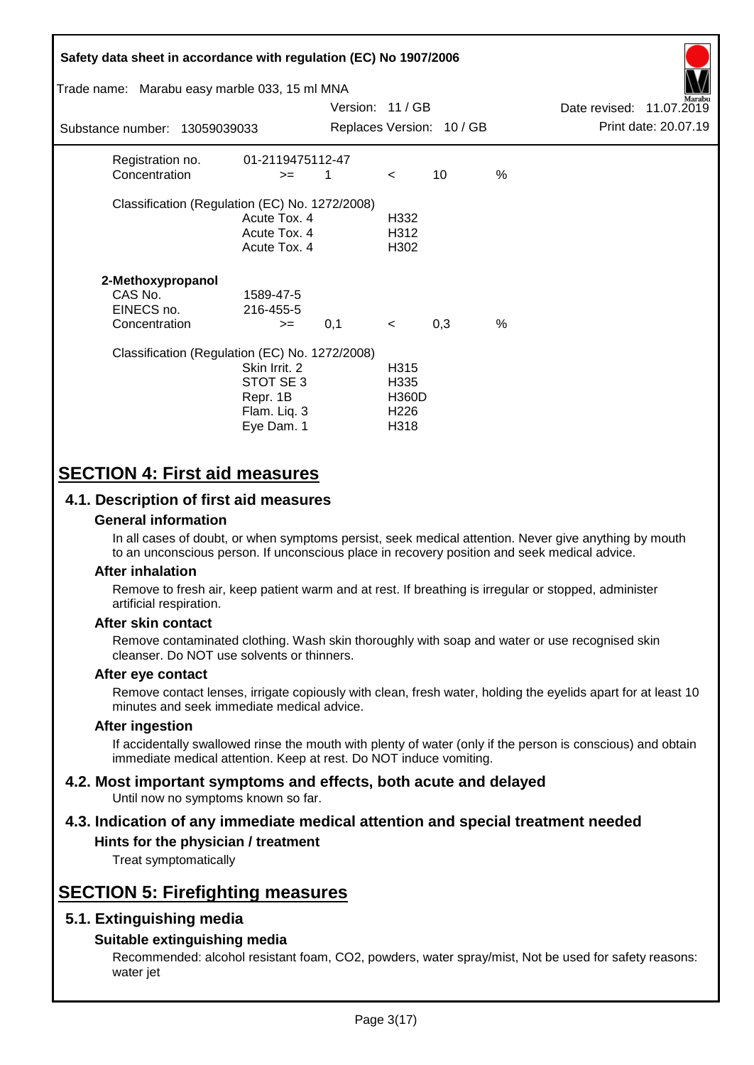| | | | | | |
|---|---|---|---|---|---|
| Registration no. | 01-2119475112-47 | | | | |
| Concentration | >= | 1 | < | 10 | % |

Classification (Regulation (EC) No. 1272/2008)

| | |
|---|---|
| Acute Tox. 4 | H332 |
| Acute Tox. 4 | H312 |
| Acute Tox. 4 | H302 |

**2-Methoxypropanol**

| | | | | | |
|---|---|---|---|---|---|
| CAS No. | 1589-47-5 | | | | |
| EINECS no. | 216-455-5 | | | | |
| Concentration | >= | 0,1 | < | 0,3 | % |

Classification (Regulation (EC) No. 1272/2008)

| | |
|---|---|
| Skin Irrit. 2 | H315 |
| STOT SE 3 | H335 |
| Repr. 1B | H360D |
| Flam. Liq. 3 | H226 |
| Eye Dam. 1 | H318 |

# SECTION 4: First aid measures

## 4.1. Description of first aid measures

### General information

In all cases of doubt, or when symptoms persist, seek medical attention. Never give anything by mouth to an unconscious person. If unconscious place in recovery position and seek medical advice.

### After inhalation

Remove to fresh air, keep patient warm and at rest. If breathing is irregular or stopped, administer artificial respiration.

### After skin contact

Remove contaminated clothing. Wash skin thoroughly with soap and water or use recognised skin cleanser. Do NOT use solvents or thinners.

### After eye contact

Remove contact lenses, irrigate copiously with clean, fresh water, holding the eyelids apart for at least 10 minutes and seek immediate medical advice.

### After ingestion

If accidentally swallowed rinse the mouth with plenty of water (only if the person is conscious) and obtain immediate medical attention. Keep at rest. Do NOT induce vomiting.

## 4.2. Most important symptoms and effects, both acute and delayed

Until now no symptoms known so far.

## 4.3. Indication of any immediate medical attention and special treatment needed

### Hints for the physician / treatment

Treat symptomatically

# SECTION 5: Firefighting measures

## 5.1. Extinguishing media

### Suitable extinguishing media

Recommended: alcohol resistant foam, CO2, powders, water spray/mist, Not be used for safety reasons: water jet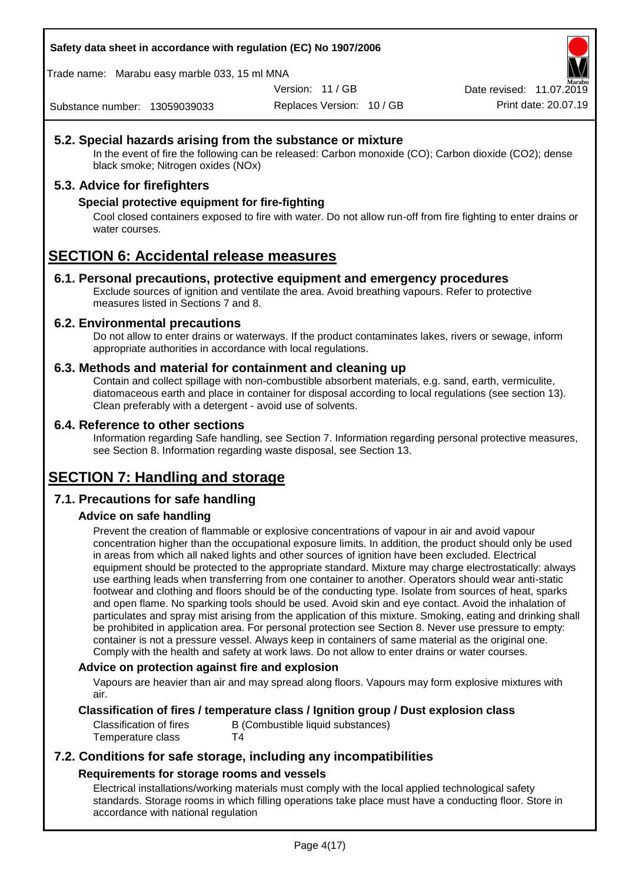## 5.2. Special hazards arising from the substance or mixture

In the event of fire the following can be released: Carbon monoxide (CO); Carbon dioxide ($CO_2$); dense black smoke; Nitrogen oxides (NOx)

## 5.3. Advice for firefighters

### Special protective equipment for fire-fighting

Cool closed containers exposed to fire with water. Do not allow run-off from fire fighting to enter drains or water courses.

# SECTION 6: Accidental release measures

## 6.1. Personal precautions, protective equipment and emergency procedures

Exclude sources of ignition and ventilate the area. Avoid breathing vapours. Refer to protective measures listed in Sections 7 and 8.

## 6.2. Environmental precautions

Do not allow to enter drains or waterways. If the product contaminates lakes, rivers or sewage, inform appropriate authorities in accordance with local regulations.

## 6.3. Methods and material for containment and cleaning up

Contain and collect spillage with non-combustible absorbent materials, e.g. sand, earth, vermiculite, diatomaceous earth and place in container for disposal according to local regulations (see section 13). Clean preferably with a detergent - avoid use of solvents.

## 6.4. Reference to other sections

Information regarding Safe handling, see Section 7. Information regarding personal protective measures, see Section 8. Information regarding waste disposal, see Section 13.

# SECTION 7: Handling and storage

## 7.1. Precautions for safe handling

### Advice on safe handling

Prevent the creation of flammable or explosive concentrations of vapour in air and avoid vapour concentration higher than the occupational exposure limits. In addition, the product should only be used in areas from which all naked lights and other sources of ignition have been excluded. Electrical equipment should be protected to the appropriate standard. Mixture may charge electrostatically: always use earthing leads when transferring from one container to another. Operators should wear anti-static footwear and clothing and floors should be of the conducting type. Isolate from sources of heat, sparks and open flame. No sparking tools should be used. Avoid skin and eye contact. Avoid the inhalation of particulates and spray mist arising from the application of this mixture. Smoking, eating and drinking shall be prohibited in application area. For personal protection see Section 8. Never use pressure to empty: container is not a pressure vessel. Always keep in containers of same material as the original one. Comply with the health and safety at work laws. Do not allow to enter drains or water courses.

### Advice on protection against fire and explosion

Vapours are heavier than air and may spread along floors. Vapours may form explosive mixtures with air.

### Classification of fires / temperature class / Ignition group / Dust explosion class

| | |
|---|---|
| Classification of fires | B (Combustible liquid substances) |
| Temperature class | T4 |

## 7.2. Conditions for safe storage, including any incompatibilities

### Requirements for storage rooms and vessels

Electrical installations/working materials must comply with the local applied technological safety standards. Storage rooms in which filling operations take place must have a conducting floor. Store in accordance with national regulation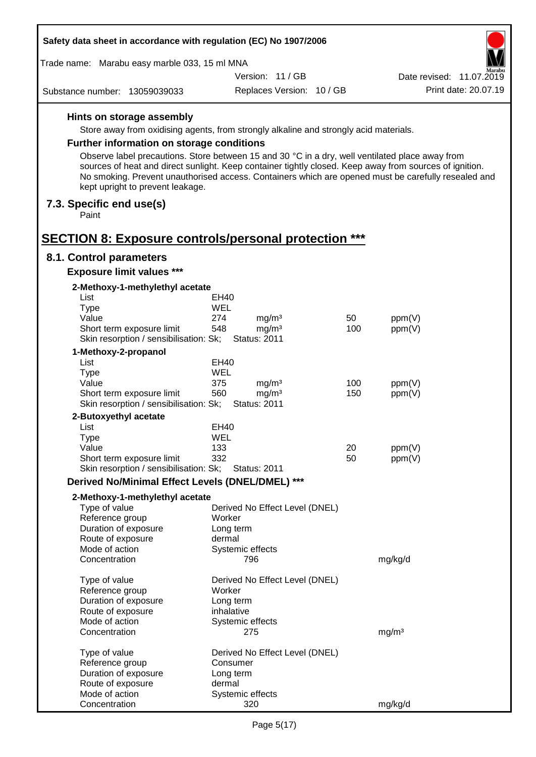### Hints on storage assembly

Store away from oxidising agents, from strongly alkaline and strongly acid materials.

### Further information on storage conditions

Observe label precautions. Store between 15 and 30 °C in a dry, well ventilated place away from sources of heat and direct sunlight. Keep container tightly closed. Keep away from sources of ignition. No smoking. Prevent unauthorised access. Containers which are opened must be carefully resealed and kept upright to prevent leakage.

## 7.3. Specific end use(s)

Paint

# SECTION 8: Exposure controls/personal protection ***

## 8.1. Control parameters

### Exposure limit values ***

**2-Methoxy-1-methylethyl acetate**

| | | | | |
|---|---|---|---|---|
| List | EH40 | | | |
| Type | WEL | | | |
| Value | 274 | mg/m³ | 50 | ppm(V) |
| Short term exposure limit | 548 | mg/m³ | 100 | ppm(V) |
| Skin resorption / sensibilisation: Sk; | Status: 2011 | | | |

**1-Methoxy-2-propanol**

| | | | | |
|---|---|---|---|---|
| List | EH40 | | | |
| Type | WEL | | | |
| Value | 375 | mg/m³ | 100 | ppm(V) |
| Short term exposure limit | 560 | mg/m³ | 150 | ppm(V) |
| Skin resorption / sensibilisation: Sk; | Status: 2011 | | | |

**2-Butoxyethyl acetate**

| | | | | |
|---|---|---|---|---|
| List | EH40 | | | |
| Type | WEL | | | |
| Value | 133 | | 20 | ppm(V) |
| Short term exposure limit | 332 | | 50 | ppm(V) |
| Skin resorption / sensibilisation: Sk; | Status: 2011 | | | |

### Derived No/Minimal Effect Levels (DNEL/DMEL) ***

**2-Methoxy-1-methylethyl acetate**

| | | |
|---|---|---|
| Type of value | Derived No Effect Level (DNEL) | |
| Reference group | Worker | |
| Duration of exposure | Long term | |
| Route of exposure | dermal | |
| Mode of action | Systemic effects | |
| Concentration | 796 | mg/kg/d |

| | | |
|---|---|---|
| Type of value | Derived No Effect Level (DNEL) | |
| Reference group | Worker | |
| Duration of exposure | Long term | |
| Route of exposure | inhalative | |
| Mode of action | Systemic effects | |
| Concentration | 275 | mg/m³ |

| | | |
|---|---|---|
| Type of value | Derived No Effect Level (DNEL) | |
| Reference group | Consumer | |
| Duration of exposure | Long term | |
| Route of exposure | dermal | |
| Mode of action | Systemic effects | |
| Concentration | 320 | mg/kg/d |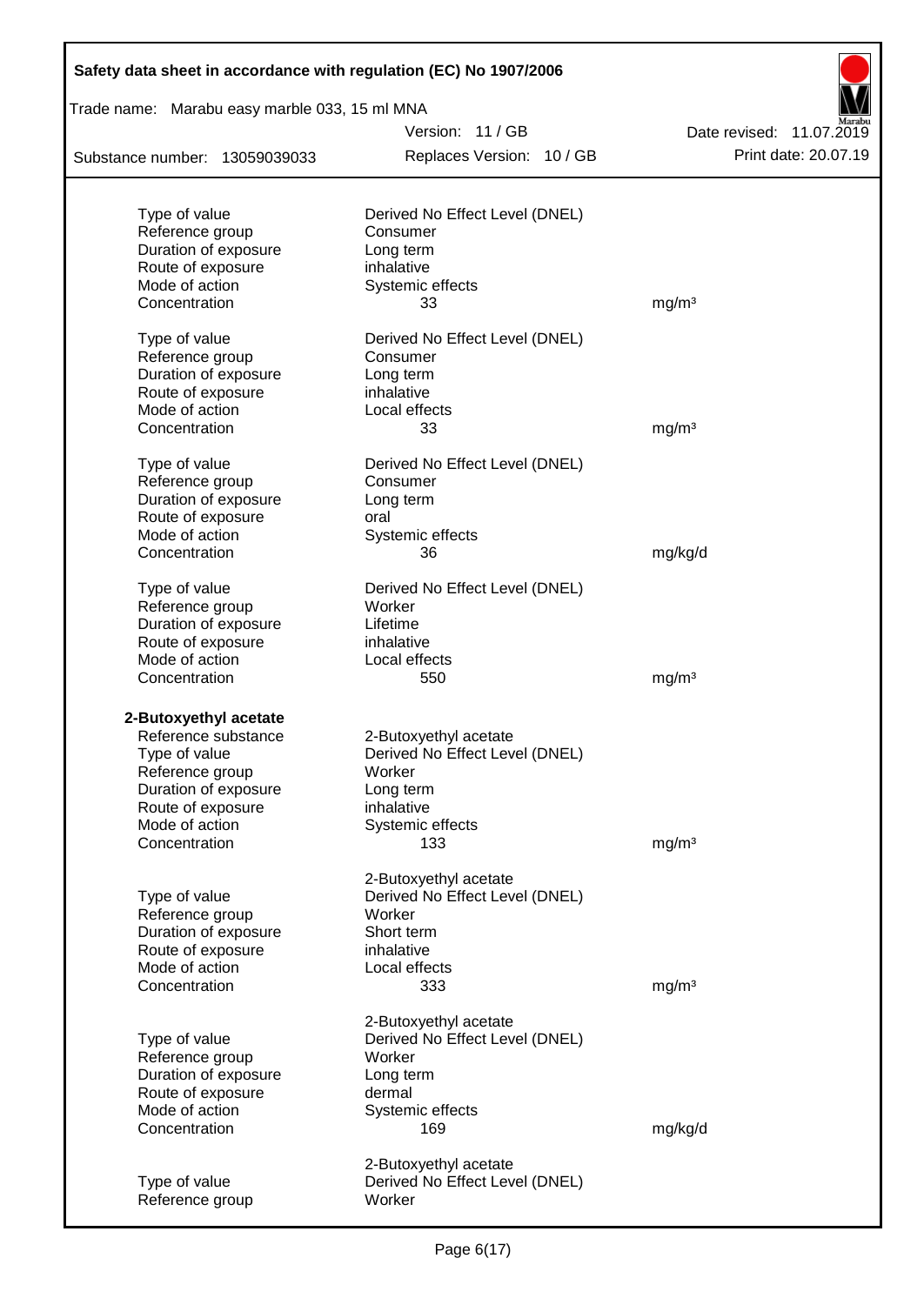| | | |
|---|---|---|
| Type of value | Derived No Effect Level (DNEL) | |
| Reference group | Consumer | |
| Duration of exposure | Long term | |
| Route of exposure | inhalative | |
| Mode of action | Systemic effects | |
| Concentration | 33 | mg/m³ |

| | | |
|---|---|---|
| Type of value | Derived No Effect Level (DNEL) | |
| Reference group | Consumer | |
| Duration of exposure | Long term | |
| Route of exposure | inhalative | |
| Mode of action | Local effects | |
| Concentration | 33 | mg/m³ |

| | | |
|---|---|---|
| Type of value | Derived No Effect Level (DNEL) | |
| Reference group | Consumer | |
| Duration of exposure | Long term | |
| Route of exposure | oral | |
| Mode of action | Systemic effects | |
| Concentration | 36 | mg/kg/d |

| | | |
|---|---|---|
| Type of value | Derived No Effect Level (DNEL) | |
| Reference group | Worker | |
| Duration of exposure | Lifetime | |
| Route of exposure | inhalative | |
| Mode of action | Local effects | |
| Concentration | 550 | mg/m³ |

**2-Butoxyethyl acetate**

| | | |
|---|---|---|
| Reference substance | 2-Butoxyethyl acetate | |
| Type of value | Derived No Effect Level (DNEL) | |
| Reference group | Worker | |
| Duration of exposure | Long term | |
| Route of exposure | inhalative | |
| Mode of action | Systemic effects | |
| Concentration | 133 | mg/m³ |

| | | |
|---|---|---|
| | 2-Butoxyethyl acetate | |
| Type of value | Derived No Effect Level (DNEL) | |
| Reference group | Worker | |
| Duration of exposure | Short term | |
| Route of exposure | inhalative | |
| Mode of action | Local effects | |
| Concentration | 333 | mg/m³ |

| | | |
|---|---|---|
| | 2-Butoxyethyl acetate | |
| Type of value | Derived No Effect Level (DNEL) | |
| Reference group | Worker | |
| Duration of exposure | Long term | |
| Route of exposure | dermal | |
| Mode of action | Systemic effects | |
| Concentration | 169 | mg/kg/d |

| | | |
|---|---|---|
| | 2-Butoxyethyl acetate | |
| Type of value | Derived No Effect Level (DNEL) | |
| Reference group | Worker | |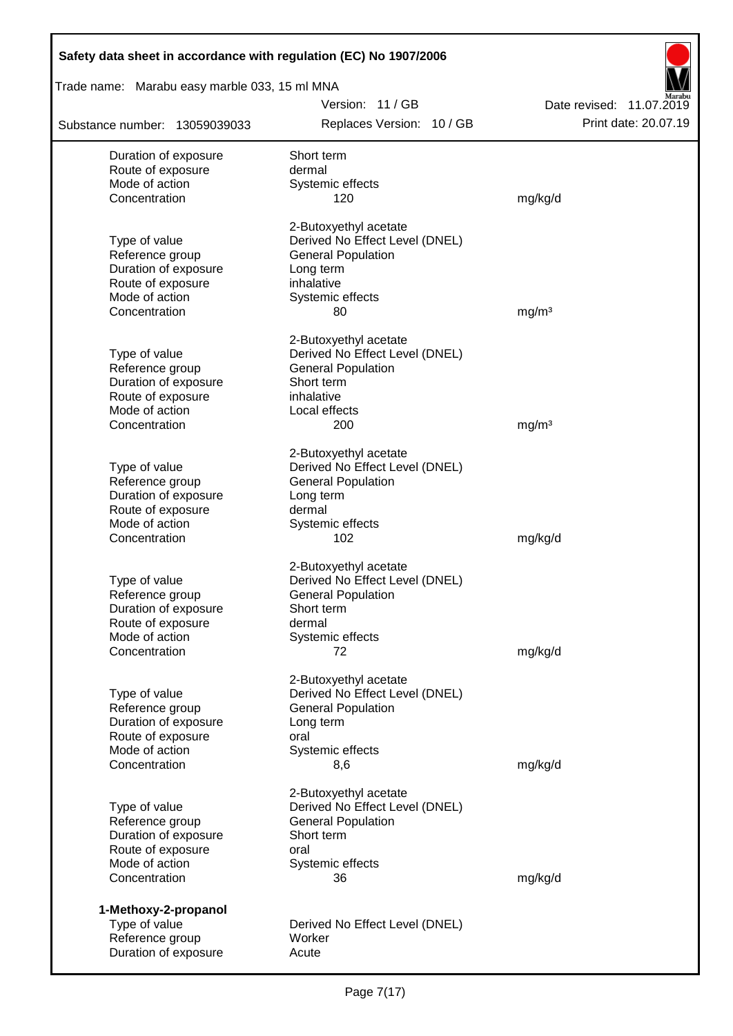| | | |
|---|---|---|
| Duration of exposure | Short term | |
| Route of exposure | dermal | |
| Mode of action | Systemic effects | |
| Concentration | 120 | mg/kg/d |

| | | |
|---|---|---|
| | 2-Butoxyethyl acetate | |
| Type of value | Derived No Effect Level (DNEL) | |
| Reference group | General Population | |
| Duration of exposure | Long term | |
| Route of exposure | inhalative | |
| Mode of action | Systemic effects | |
| Concentration | 80 | mg/m³ |

| | | |
|---|---|---|
| | 2-Butoxyethyl acetate | |
| Type of value | Derived No Effect Level (DNEL) | |
| Reference group | General Population | |
| Duration of exposure | Short term | |
| Route of exposure | inhalative | |
| Mode of action | Local effects | |
| Concentration | 200 | mg/m³ |

| | | |
|---|---|---|
| | 2-Butoxyethyl acetate | |
| Type of value | Derived No Effect Level (DNEL) | |
| Reference group | General Population | |
| Duration of exposure | Long term | |
| Route of exposure | dermal | |
| Mode of action | Systemic effects | |
| Concentration | 102 | mg/kg/d |

| | | |
|---|---|---|
| | 2-Butoxyethyl acetate | |
| Type of value | Derived No Effect Level (DNEL) | |
| Reference group | General Population | |
| Duration of exposure | Short term | |
| Route of exposure | dermal | |
| Mode of action | Systemic effects | |
| Concentration | 72 | mg/kg/d |

| | | |
|---|---|---|
| | 2-Butoxyethyl acetate | |
| Type of value | Derived No Effect Level (DNEL) | |
| Reference group | General Population | |
| Duration of exposure | Long term | |
| Route of exposure | oral | |
| Mode of action | Systemic effects | |
| Concentration | 8,6 | mg/kg/d |

| | | |
|---|---|---|
| | 2-Butoxyethyl acetate | |
| Type of value | Derived No Effect Level (DNEL) | |
| Reference group | General Population | |
| Duration of exposure | Short term | |
| Route of exposure | oral | |
| Mode of action | Systemic effects | |
| Concentration | 36 | mg/kg/d |

**1-Methoxy-2-propanol**

| | |
|---|---|
| Type of value | Derived No Effect Level (DNEL) |
| Reference group | Worker |
| Duration of exposure | Acute |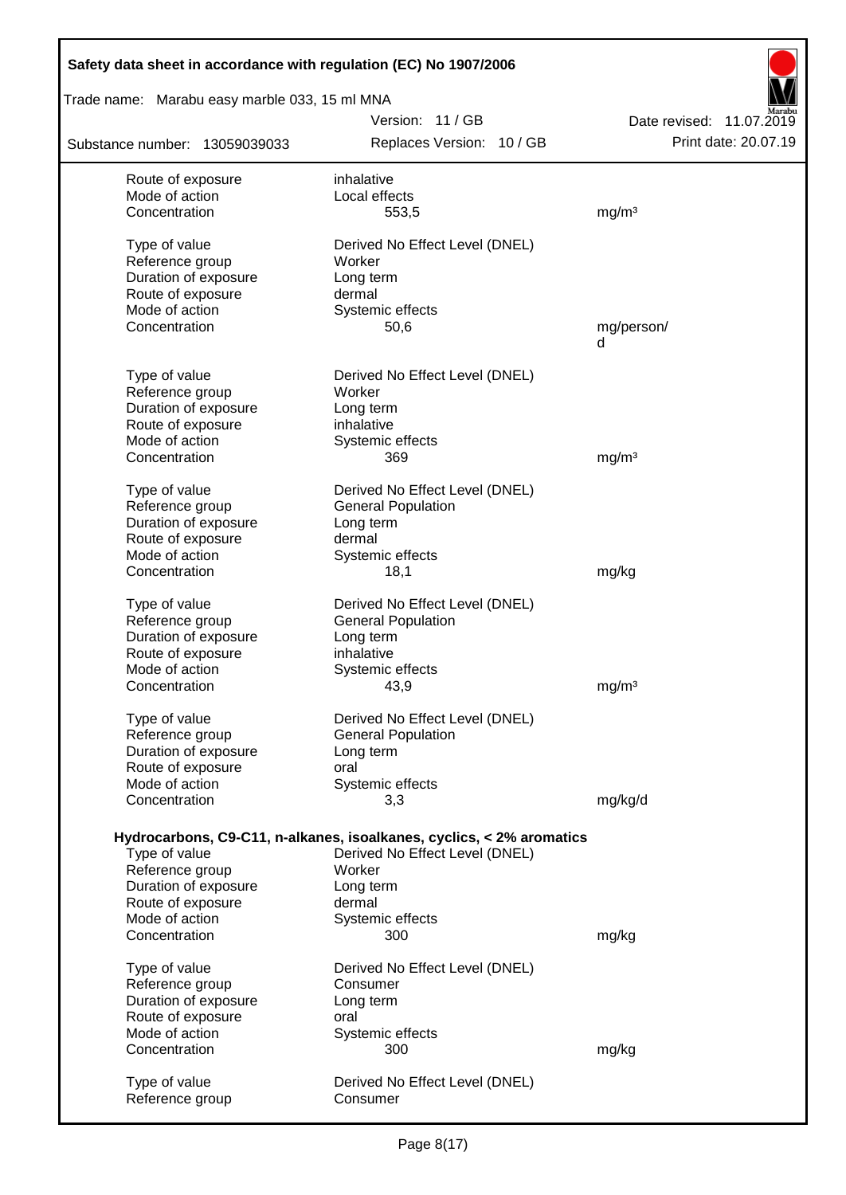| | | |
|---|---|---|
| Route of exposure | inhalative | |
| Mode of action | Local effects | |
| Concentration | 553,5 | mg/m³ |
| | | |
| Type of value | Derived No Effect Level (DNEL) | |
| Reference group | Worker | |
| Duration of exposure | Long term | |
| Route of exposure | dermal | |
| Mode of action | Systemic effects | |
| Concentration | 50,6 | mg/person/d |
| | | |
| Type of value | Derived No Effect Level (DNEL) | |
| Reference group | Worker | |
| Duration of exposure | Long term | |
| Route of exposure | inhalative | |
| Mode of action | Systemic effects | |
| Concentration | 369 | mg/m³ |
| | | |
| Type of value | Derived No Effect Level (DNEL) | |
| Reference group | General Population | |
| Duration of exposure | Long term | |
| Route of exposure | dermal | |
| Mode of action | Systemic effects | |
| Concentration | 18,1 | mg/kg |
| | | |
| Type of value | Derived No Effect Level (DNEL) | |
| Reference group | General Population | |
| Duration of exposure | Long term | |
| Route of exposure | inhalative | |
| Mode of action | Systemic effects | |
| Concentration | 43,9 | mg/m³ |
| | | |
| Type of value | Derived No Effect Level (DNEL) | |
| Reference group | General Population | |
| Duration of exposure | Long term | |
| Route of exposure | oral | |
| Mode of action | Systemic effects | |
| Concentration | 3,3 | mg/kg/d |

**Hydrocarbons, C9-C11, n-alkanes, isoalkanes, cyclics, < 2% aromatics**

| | | |
|---|---|---|
| Type of value | Derived No Effect Level (DNEL) | |
| Reference group | Worker | |
| Duration of exposure | Long term | |
| Route of exposure | dermal | |
| Mode of action | Systemic effects | |
| Concentration | 300 | mg/kg |
| | | |
| Type of value | Derived No Effect Level (DNEL) | |
| Reference group | Consumer | |
| Duration of exposure | Long term | |
| Route of exposure | oral | |
| Mode of action | Systemic effects | |
| Concentration | 300 | mg/kg |
| | | |
| Type of value | Derived No Effect Level (DNEL) | |
| Reference group | Consumer | |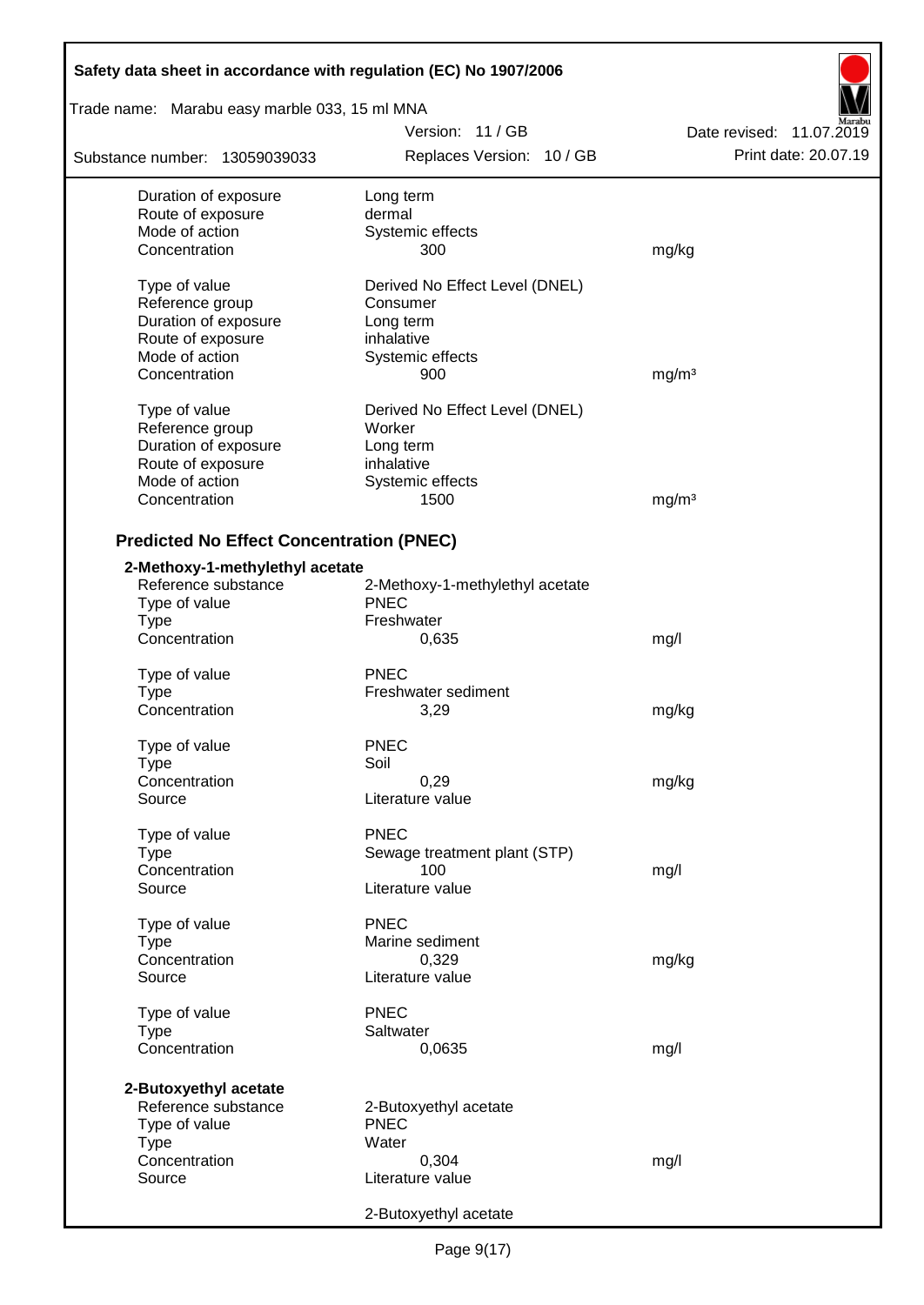| | | |
|---|---|---|
| Duration of exposure | Long term | |
| Route of exposure | dermal | |
| Mode of action | Systemic effects | |
| Concentration | 300 | mg/kg |
| | | |
| Type of value | Derived No Effect Level (DNEL) | |
| Reference group | Consumer | |
| Duration of exposure | Long term | |
| Route of exposure | inhalative | |
| Mode of action | Systemic effects | |
| Concentration | 900 | mg/m³ |
| | | |
| Type of value | Derived No Effect Level (DNEL) | |
| Reference group | Worker | |
| Duration of exposure | Long term | |
| Route of exposure | inhalative | |
| Mode of action | Systemic effects | |
| Concentration | 1500 | mg/m³ |

### Predicted No Effect Concentration (PNEC)

**2-Methoxy-1-methylethyl acetate**

| | | |
|---|---|---|
| Reference substance | 2-Methoxy-1-methylethyl acetate | |
| Type of value | PNEC | |
| Type | Freshwater | |
| Concentration | 0,635 | mg/l |
| | | |
| Type of value | PNEC | |
| Type | Freshwater sediment | |
| Concentration | 3,29 | mg/kg |
| | | |
| Type of value | PNEC | |
| Type | Soil | |
| Concentration | 0,29 | mg/kg |
| Source | Literature value | |
| | | |
| Type of value | PNEC | |
| Type | Sewage treatment plant (STP) | |
| Concentration | 100 | mg/l |
| Source | Literature value | |
| | | |
| Type of value | PNEC | |
| Type | Marine sediment | |
| Concentration | 0,329 | mg/kg |
| Source | Literature value | |
| | | |
| Type of value | PNEC | |
| Type | Saltwater | |
| Concentration | 0,0635 | mg/l |

**2-Butoxyethyl acetate**

| | | |
|---|---|---|
| Reference substance | 2-Butoxyethyl acetate | |
| Type of value | PNEC | |
| Type | Water | |
| Concentration | 0,304 | mg/l |
| Source | Literature value | |
| | | |
| | 2-Butoxyethyl acetate | |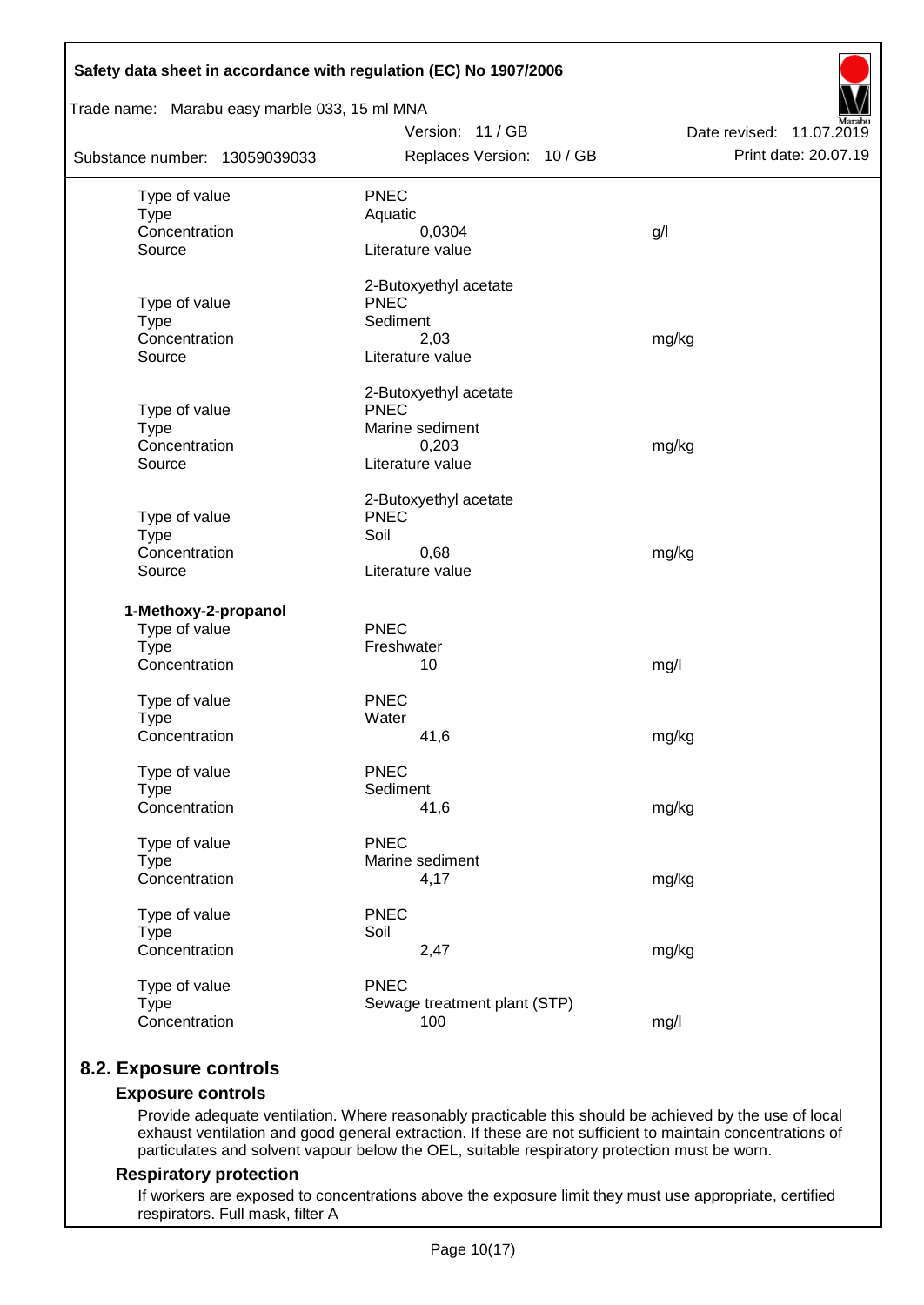| | | |
|---|---|---|
| Type of value | PNEC | |
| Type | Aquatic | |
| Concentration | 0,0304 | g/l |
| Source | Literature value | |
| | 2-Butoxyethyl acetate | |
| Type of value | PNEC | |
| Type | Sediment | |
| Concentration | 2,03 | mg/kg |
| Source | Literature value | |
| | 2-Butoxyethyl acetate | |
| Type of value | PNEC | |
| Type | Marine sediment | |
| Concentration | 0,203 | mg/kg |
| Source | Literature value | |
| | 2-Butoxyethyl acetate | |
| Type of value | PNEC | |
| Type | Soil | |
| Concentration | 0,68 | mg/kg |
| Source | Literature value | |

**1-Methoxy-2-propanol**

| | | |
|---|---|---|
| Type of value | PNEC | |
| Type | Freshwater | |
| Concentration | 10 | mg/l |
| Type of value | PNEC | |
| Type | Water | |
| Concentration | 41,6 | mg/kg |
| Type of value | PNEC | |
| Type | Sediment | |
| Concentration | 41,6 | mg/kg |
| Type of value | PNEC | |
| Type | Marine sediment | |
| Concentration | 4,17 | mg/kg |
| Type of value | PNEC | |
| Type | Soil | |
| Concentration | 2,47 | mg/kg |
| Type of value | PNEC | |
| Type | Sewage treatment plant (STP) | |
| Concentration | 100 | mg/l |

## 8.2. Exposure controls

### Exposure controls

Provide adequate ventilation. Where reasonably practicable this should be achieved by the use of local exhaust ventilation and good general extraction. If these are not sufficient to maintain concentrations of particulates and solvent vapour below the OEL, suitable respiratory protection must be worn.

### Respiratory protection

If workers are exposed to concentrations above the exposure limit they must use appropriate, certified respirators. Full mask, filter A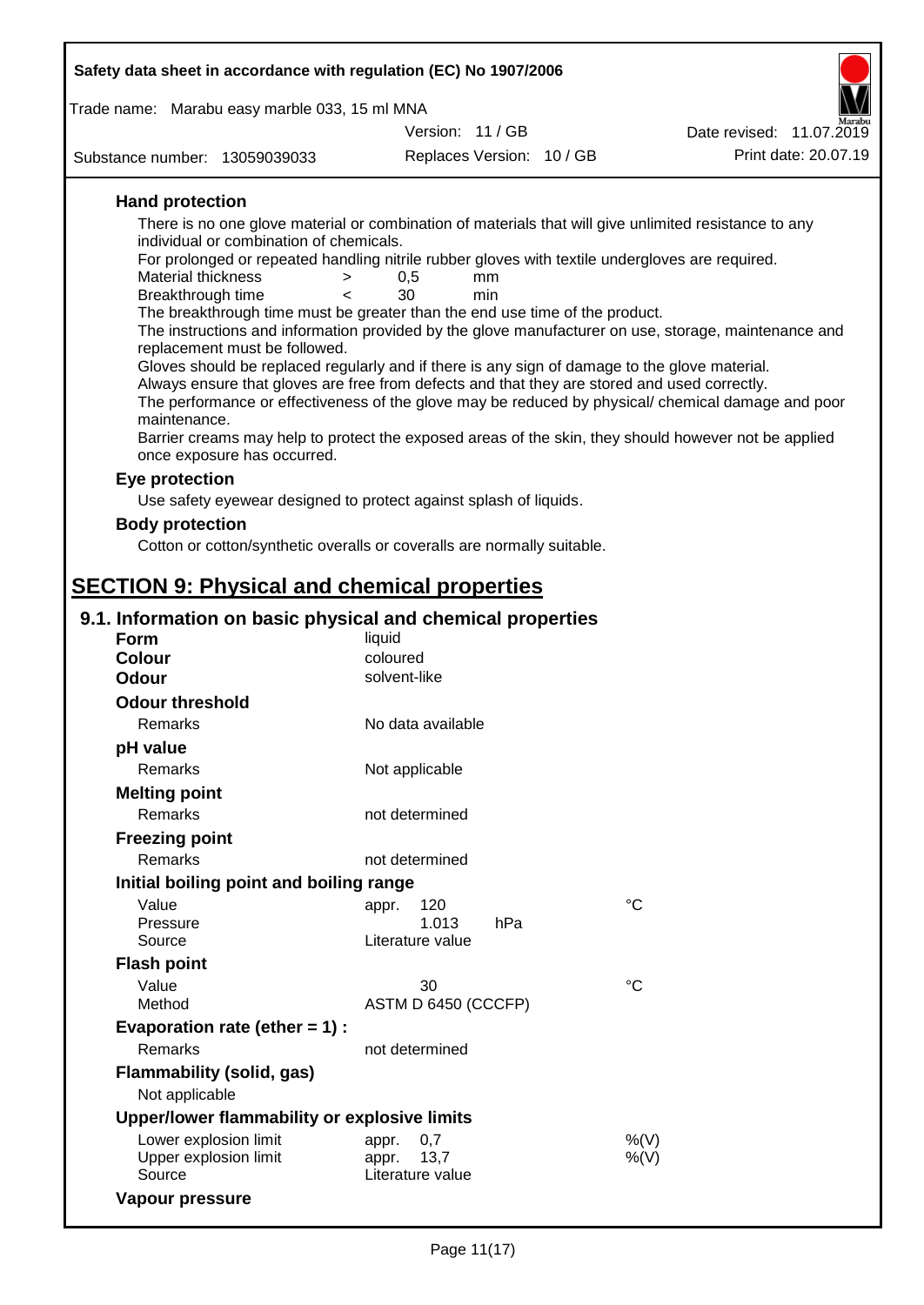### Hand protection

There is no one glove material or combination of materials that will give unlimited resistance to any individual or combination of chemicals.

For prolonged or repeated handling nitrile rubber gloves with textile undergloves are required.

| | | | |
|---|---|---|---|
| Material thickness | > | 0,5 | mm |
| Breakthrough time | < | 30 | min |

The breakthrough time must be greater than the end use time of the product.

The instructions and information provided by the glove manufacturer on use, storage, maintenance and replacement must be followed.

Gloves should be replaced regularly and if there is any sign of damage to the glove material.

Always ensure that gloves are free from defects and that they are stored and used correctly.

The performance or effectiveness of the glove may be reduced by physical/ chemical damage and poor maintenance.

Barrier creams may help to protect the exposed areas of the skin, they should however not be applied once exposure has occurred.

### Eye protection

Use safety eyewear designed to protect against splash of liquids.

### Body protection

Cotton or cotton/synthetic overalls or coveralls are normally suitable.

# SECTION 9: Physical and chemical properties

## 9.1. Information on basic physical and chemical properties

**Form** liquid
**Colour** coloured
**Odour** solvent-like

**Odour threshold**

| | |
|---|---|
| Remarks | No data available |

**pH value**

| | |
|---|---|
| Remarks | Not applicable |

**Melting point**

| | |
|---|---|
| Remarks | not determined |

**Freezing point**

| | |
|---|---|
| Remarks | not determined |

**Initial boiling point and boiling range**

| | | |
|---|---|---|
| Value | appr. 120 | °C |
| Pressure | 1.013 hPa | |
| Source | Literature value | |

**Flash point**

| | | |
|---|---|---|
| Value | 30 | °C |
| Method | ASTM D 6450 (CCCFP) | |

**Evaporation rate (ether = 1) :**

| | |
|---|---|
| Remarks | not determined |

**Flammability (solid, gas)**

Not applicable

**Upper/lower flammability or explosive limits**

| | | |
|---|---|---|
| Lower explosion limit | appr. 0,7 | %(V) |
| Upper explosion limit | appr. 13,7 | %(V) |
| Source | Literature value | |

**Vapour pressure**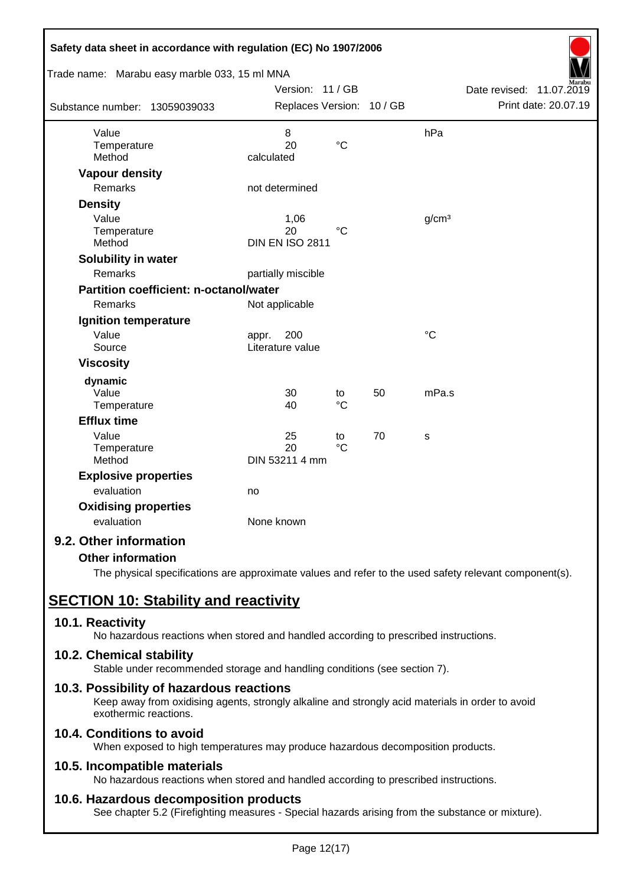| | | | | |
|---|---|---|---|---|
| Value | 8 | | | hPa |
| Temperature | 20 | °C | | |
| Method | calculated | | | |

**Vapour density**

| | |
|---|---|
| Remarks | not determined |

**Density**

| | | | | |
|---|---|---|---|---|
| Value | 1,06 | | | g/cm³ |
| Temperature | 20 | °C | | |
| Method | DIN EN ISO 2811 | | | |

**Solubility in water**

| | |
|---|---|
| Remarks | partially miscible |

**Partition coefficient: n-octanol/water**

| | |
|---|---|
| Remarks | Not applicable |

**Ignition temperature**

| | | |
|---|---|---|
| Value | appr. 200 | °C |
| Source | Literature value | |

**Viscosity**

**dynamic**

| | | | | |
|---|---|---|---|---|
| Value | 30 | to | 50 | mPa.s |
| Temperature | 40 | °C | | |

**Efflux time**

| | | | | |
|---|---|---|---|---|
| Value | 25 | to | 70 | s |
| Temperature | 20 | °C | | |
| Method | DIN 53211 4 mm | | | |

**Explosive properties**

| | |
|---|---|
| evaluation | no |

**Oxidising properties**

| | |
|---|---|
| evaluation | None known |

## 9.2. Other information

**Other information**

The physical specifications are approximate values and refer to the used safety relevant component(s).

# SECTION 10: Stability and reactivity

## 10.1. Reactivity

No hazardous reactions when stored and handled according to prescribed instructions.

## 10.2. Chemical stability

Stable under recommended storage and handling conditions (see section 7).

## 10.3. Possibility of hazardous reactions

Keep away from oxidising agents, strongly alkaline and strongly acid materials in order to avoid exothermic reactions.

## 10.4. Conditions to avoid

When exposed to high temperatures may produce hazardous decomposition products.

## 10.5. Incompatible materials

No hazardous reactions when stored and handled according to prescribed instructions.

## 10.6. Hazardous decomposition products

See chapter 5.2 (Firefighting measures - Special hazards arising from the substance or mixture).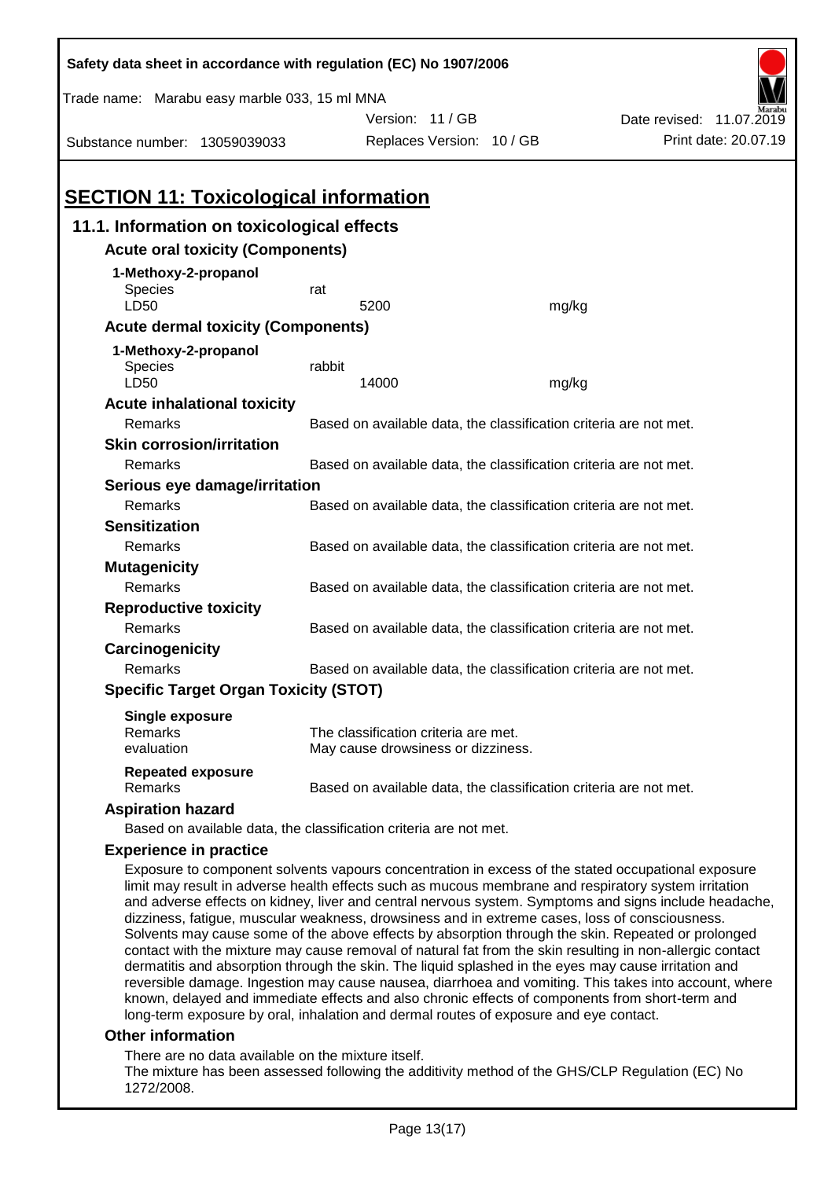## SECTION 11: Toxicological information

### 11.1. Information on toxicological effects

**Acute oral toxicity (Components)**

| **1-Methoxy-2-propanol** | | |
|---|---|---|
| Species | rat | |
| LD50 | 5200 | mg/kg |

**Acute dermal toxicity (Components)**

| **1-Methoxy-2-propanol** | | |
|---|---|---|
| Species | rabbit | |
| LD50 | 14000 | mg/kg |

**Acute inhalational toxicity**

Remarks: Based on available data, the classification criteria are not met.

**Skin corrosion/irritation**

Remarks: Based on available data, the classification criteria are not met.

**Serious eye damage/irritation**

Remarks: Based on available data, the classification criteria are not met.

**Sensitization**

Remarks: Based on available data, the classification criteria are not met.

**Mutagenicity**

Remarks: Based on available data, the classification criteria are not met.

**Reproductive toxicity**

Remarks: Based on available data, the classification criteria are not met.

**Carcinogenicity**

Remarks: Based on available data, the classification criteria are not met.

**Specific Target Organ Toxicity (STOT)**

**Single exposure**
Remarks: The classification criteria are met.
evaluation: May cause drowsiness or dizziness.

**Repeated exposure**
Remarks: Based on available data, the classification criteria are not met.

**Aspiration hazard**

Based on available data, the classification criteria are not met.

**Experience in practice**

Exposure to component solvents vapours concentration in excess of the stated occupational exposure limit may result in adverse health effects such as mucous membrane and respiratory system irritation and adverse effects on kidney, liver and central nervous system. Symptoms and signs include headache, dizziness, fatigue, muscular weakness, drowsiness and in extreme cases, loss of consciousness. Solvents may cause some of the above effects by absorption through the skin. Repeated or prolonged contact with the mixture may cause removal of natural fat from the skin resulting in non-allergic contact dermatitis and absorption through the skin. The liquid splashed in the eyes may cause irritation and reversible damage. Ingestion may cause nausea, diarrhoea and vomiting. This takes into account, where known, delayed and immediate effects and also chronic effects of components from short-term and long-term exposure by oral, inhalation and dermal routes of exposure and eye contact.

**Other information**

There are no data available on the mixture itself.
The mixture has been assessed following the additivity method of the GHS/CLP Regulation (EC) No 1272/2008.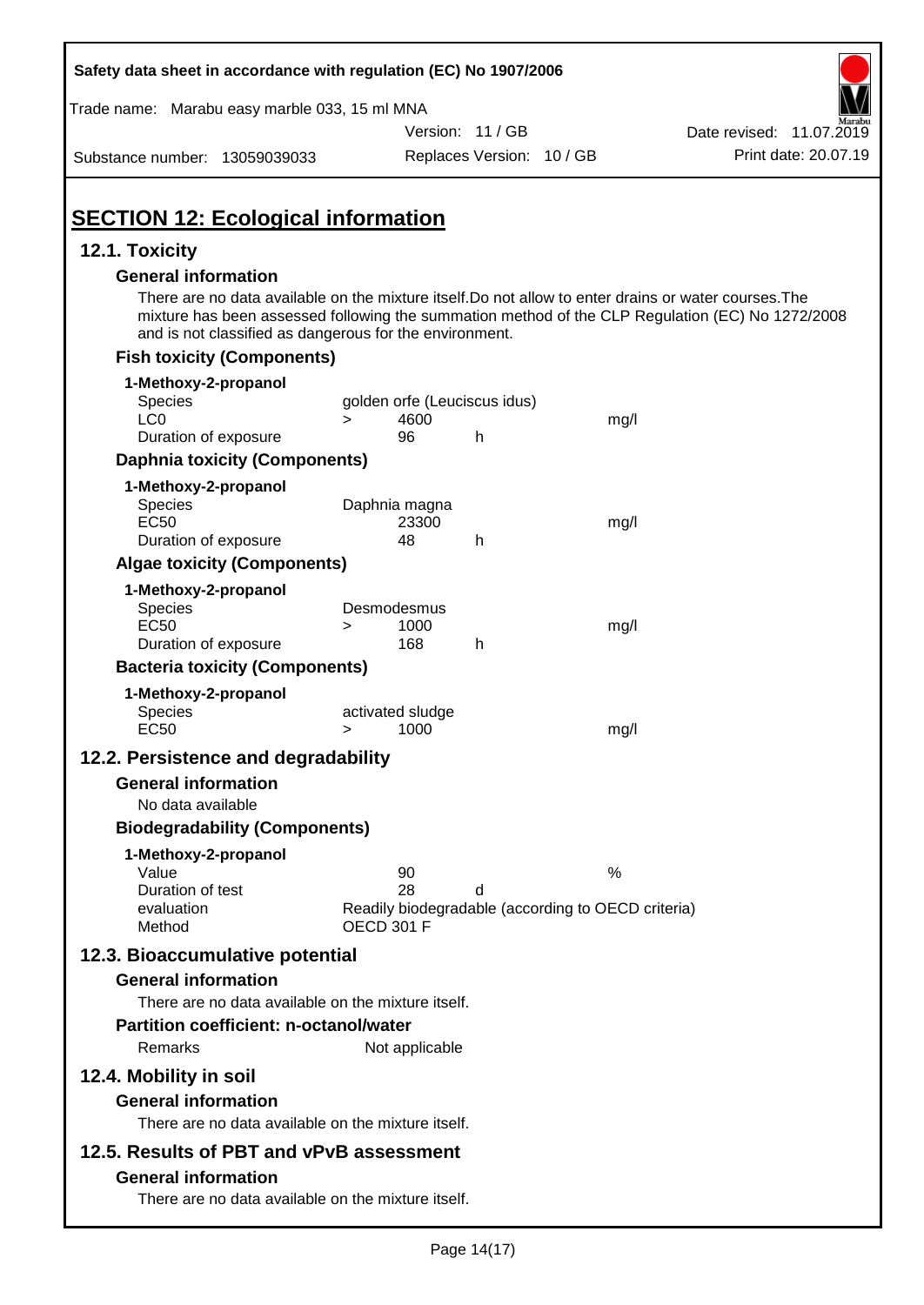## SECTION 12: Ecological information

### 12.1. Toxicity

**General information**

There are no data available on the mixture itself.Do not allow to enter drains or water courses.The mixture has been assessed following the summation method of the CLP Regulation (EC) No 1272/2008 and is not classified as dangerous for the environment.

**Fish toxicity (Components)**

**1-Methoxy-2-propanol**

| | | | | |
|---|---|---|---|---|
| Species | golden orfe (Leuciscus idus) | | | |
| LC0 | > | 4600 | | mg/l |
| Duration of exposure | | 96 | h | |

**Daphnia toxicity (Components)**

**1-Methoxy-2-propanol**

| | | | | |
|---|---|---|---|---|
| Species | Daphnia magna | | | |
| EC50 | | 23300 | | mg/l |
| Duration of exposure | | 48 | h | |

**Algae toxicity (Components)**

**1-Methoxy-2-propanol**

| | | | | |
|---|---|---|---|---|
| Species | Desmodesmus | | | |
| EC50 | > | 1000 | | mg/l |
| Duration of exposure | | 168 | h | |

**Bacteria toxicity (Components)**

**1-Methoxy-2-propanol**

| | | | | |
|---|---|---|---|---|
| Species | activated sludge | | | |
| EC50 | > | 1000 | | mg/l |

### 12.2. Persistence and degradability

**General information**

No data available

**Biodegradability (Components)**

**1-Methoxy-2-propanol**

| | | | |
|---|---|---|---|
| Value | 90 | | % |
| Duration of test | 28 | d | |
| evaluation | Readily biodegradable (according to OECD criteria) | | |
| Method | OECD 301 F | | |

### 12.3. Bioaccumulative potential

**General information**

There are no data available on the mixture itself.

**Partition coefficient: n-octanol/water**

Remarks: Not applicable

### 12.4. Mobility in soil

**General information**

There are no data available on the mixture itself.

### 12.5. Results of PBT and vPvB assessment

**General information**

There are no data available on the mixture itself.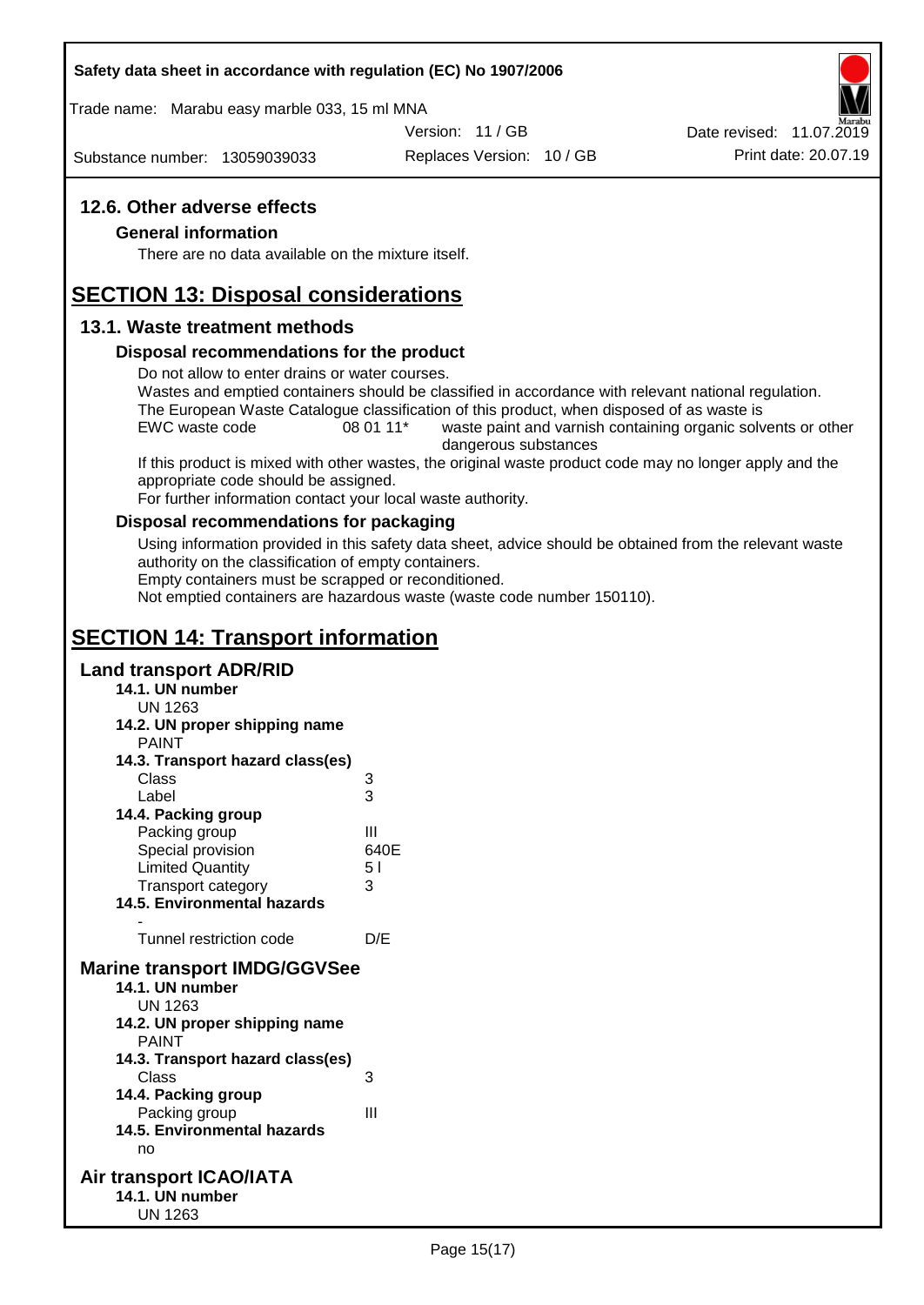## 12.6. Other adverse effects

### General information

There are no data available on the mixture itself.

# SECTION 13: Disposal considerations

## 13.1. Waste treatment methods

### Disposal recommendations for the product

Do not allow to enter drains or water courses.
Wastes and emptied containers should be classified in accordance with relevant national regulation.
The European Waste Catalogue classification of this product, when disposed of as waste is

| EWC waste code | 08 01 11* | waste paint and varnish containing organic solvents or other dangerous substances |
|---|---|---|

If this product is mixed with other wastes, the original waste product code may no longer apply and the appropriate code should be assigned.
For further information contact your local waste authority.

### Disposal recommendations for packaging

Using information provided in this safety data sheet, advice should be obtained from the relevant waste authority on the classification of empty containers.
Empty containers must be scrapped or reconditioned.
Not emptied containers are hazardous waste (waste code number 150110).

# SECTION 14: Transport information

## Land transport ADR/RID

**14.1. UN number**
UN 1263

**14.2. UN proper shipping name**
PAINT

**14.3. Transport hazard class(es)**

| | |
|---|---|
| Class | 3 |
| Label | 3 |

**14.4. Packing group**

| | |
|---|---|
| Packing group | III |
| Special provision | 640E |
| Limited Quantity | 5 l |
| Transport category | 3 |

**14.5. Environmental hazards**
-

| | |
|---|---|
| Tunnel restriction code | D/E |

## Marine transport IMDG/GGVSee

**14.1. UN number**
UN 1263

**14.2. UN proper shipping name**
PAINT

**14.3. Transport hazard class(es)**

| | |
|---|---|
| Class | 3 |

**14.4. Packing group**

| | |
|---|---|
| Packing group | III |

**14.5. Environmental hazards**
no

## Air transport ICAO/IATA

**14.1. UN number**
UN 1263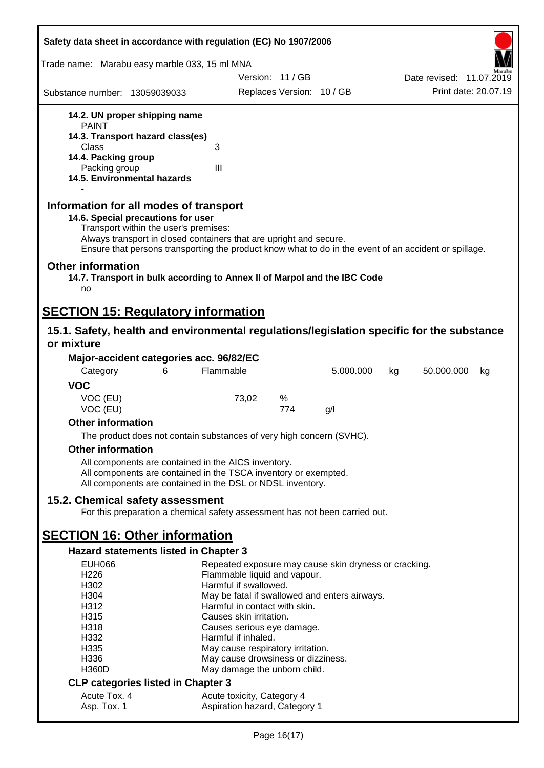**14.2. UN proper shipping name**
PAINT

**14.3. Transport hazard class(es)**
Class 3

**14.4. Packing group**
Packing group III

**14.5. Environmental hazards**
-

## Information for all modes of transport

**14.6. Special precautions for user**
Transport within the user's premises:
Always transport in closed containers that are upright and secure.
Ensure that persons transporting the product know what to do in the event of an accident or spillage.

## Other information

**14.7. Transport in bulk according to Annex II of Marpol and the IBC Code**
no

# SECTION 15: Regulatory information

## 15.1. Safety, health and environmental regulations/legislation specific for the substance or mixture

**Major-accident categories acc. 96/82/EC**

| Category | 6 | Flammable | 5.000.000 | kg | 50.000.000 | kg |
|---|---|---|---|---|---|---|

**VOC**

| | | |
|---|---|---|
| VOC (EU) | 73,02 | % |
| VOC (EU) | 774 | g/l |

**Other information**

The product does not contain substances of very high concern (SVHC).

**Other information**

All components are contained in the AICS inventory.
All components are contained in the TSCA inventory or exempted.
All components are contained in the DSL or NDSL inventory.

## 15.2. Chemical safety assessment

For this preparation a chemical safety assessment has not been carried out.

# SECTION 16: Other information

**Hazard statements listed in Chapter 3**

| | |
|---|---|
| EUH066 | Repeated exposure may cause skin dryness or cracking. |
| H226 | Flammable liquid and vapour. |
| H302 | Harmful if swallowed. |
| H304 | May be fatal if swallowed and enters airways. |
| H312 | Harmful in contact with skin. |
| H315 | Causes skin irritation. |
| H318 | Causes serious eye damage. |
| H332 | Harmful if inhaled. |
| H335 | May cause respiratory irritation. |
| H336 | May cause drowsiness or dizziness. |
| H360D | May damage the unborn child. |

**CLP categories listed in Chapter 3**

| | |
|---|---|
| Acute Tox. 4 | Acute toxicity, Category 4 |
| Asp. Tox. 1 | Aspiration hazard, Category 1 |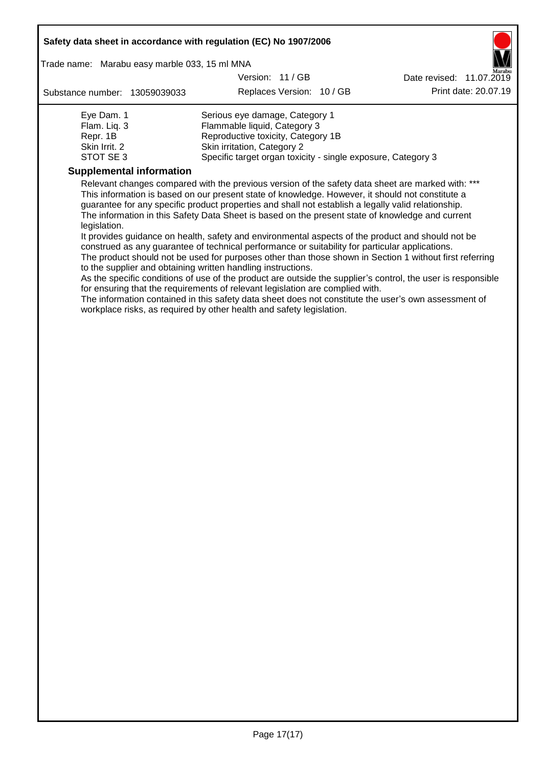| | |
|---|---|
| Eye Dam. 1 | Serious eye damage, Category 1 |
| Flam. Liq. 3 | Flammable liquid, Category 3 |
| Repr. 1B | Reproductive toxicity, Category 1B |
| Skin Irrit. 2 | Skin irritation, Category 2 |
| STOT SE 3 | Specific target organ toxicity - single exposure, Category 3 |

## Supplemental information

Relevant changes compared with the previous version of the safety data sheet are marked with: ***
This information is based on our present state of knowledge. However, it should not constitute a guarantee for any specific product properties and shall not establish a legally valid relationship.
The information in this Safety Data Sheet is based on the present state of knowledge and current legislation.
It provides guidance on health, safety and environmental aspects of the product and should not be construed as any guarantee of technical performance or suitability for particular applications.
The product should not be used for purposes other than those shown in Section 1 without first referring to the supplier and obtaining written handling instructions.
As the specific conditions of use of the product are outside the supplier's control, the user is responsible for ensuring that the requirements of relevant legislation are complied with.
The information contained in this safety data sheet does not constitute the user's own assessment of workplace risks, as required by other health and safety legislation.